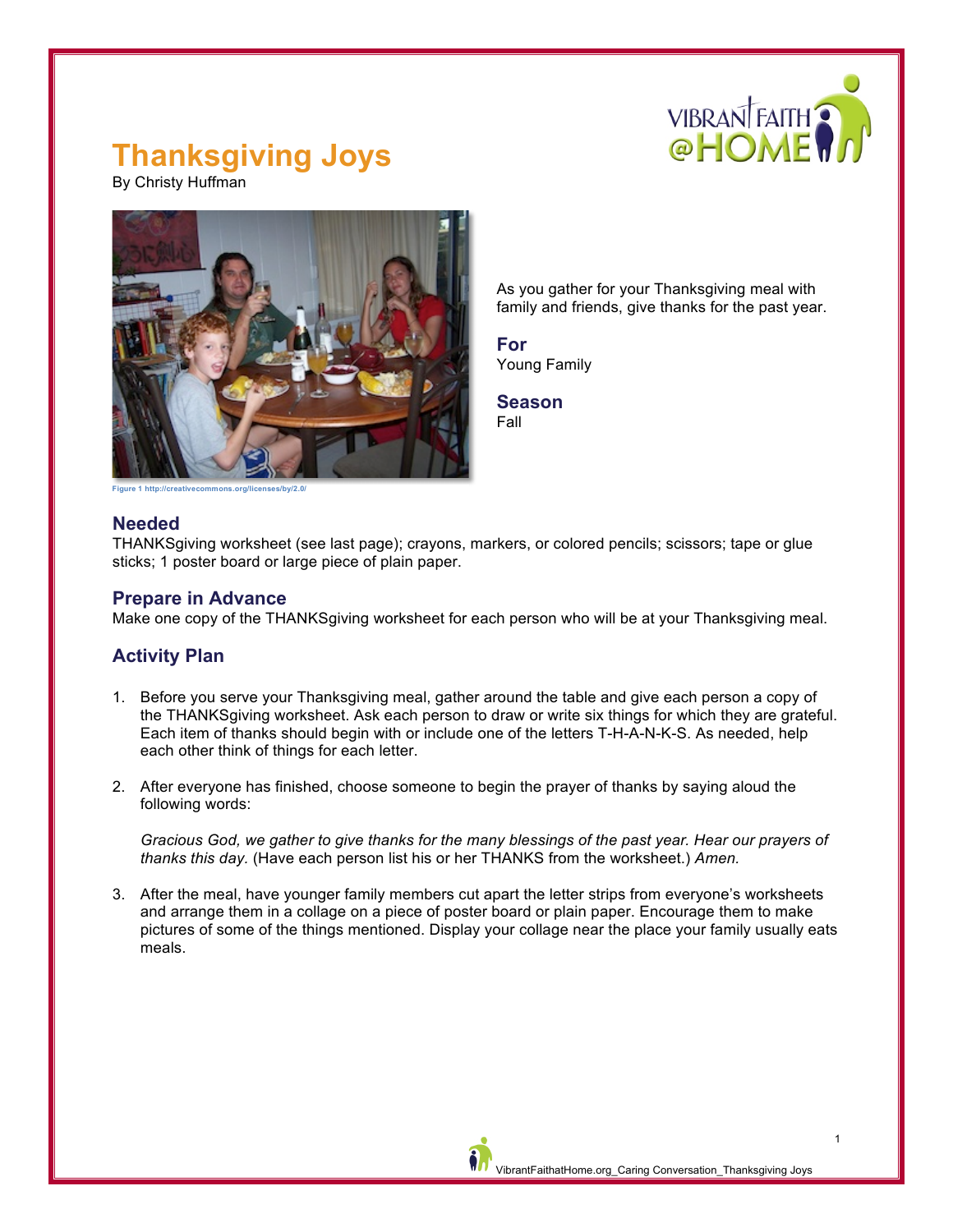# Thanksgiving Joys

By Christy Huffman

Figure 1 http://creativecommons.org/licenses/by/2.0/

As you gather for your Thanksgiving meal with family and friends, give thanks for the past year.

## For

Young Family

## Season

Fall

## Needed

THANKSgiving worksheet (see last page); crayons, markers, or colored pencils; scissors; tape or glue sticks; 1 poster board or large piece of plain paper.

## Prepare in Advance

Make one copy of the THANKSgiving worksheet for each person who will be at your Thanksgiving meal.

## Activity Plan

1. Before you serve your Thanksgiving meal, gather around the table and give each person a copy of the THANKSgiving worksheet. Ask each person to draw or write six things for which they are grateful. Each item of thanks should begin with or include one of the letters T-H-A-N-K-S. As needed, help each other think of things for each letter.

2. After everyone has finished, choose someone to begin the prayer of thanks by saying aloud the following words:

   *Gracious God, we gather to give thanks for the many blessings of the past year. Hear our prayers of thanks this day.* (Have each person list his or her THANKS from the worksheet.) *Amen.*

3. After the meal, have younger family members cut apart the letter strips from everyone's worksheets and arrange them in a collage on a piece of poster board or plain paper. Encourage them to make pictures of some of the things mentioned. Display your collage near the place your family usually eats meals.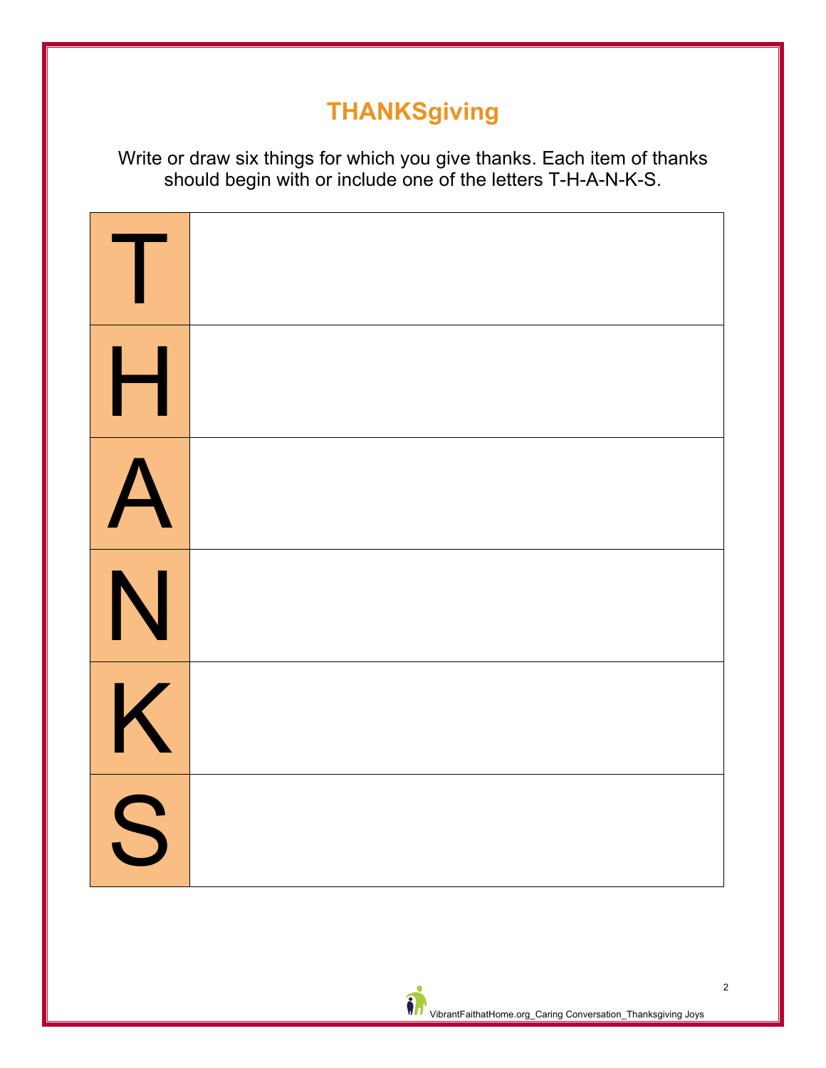# THANKSgiving

Write or draw six things for which you give thanks. Each item of thanks should begin with or include one of the letters T-H-A-N-K-S.

| | |
|---|---|
| T | |
| H | |
| A | |
| N | |
| K | |
| S | |

VibrantFaithatHome.org_Caring Conversation_Thanksgiving Joys